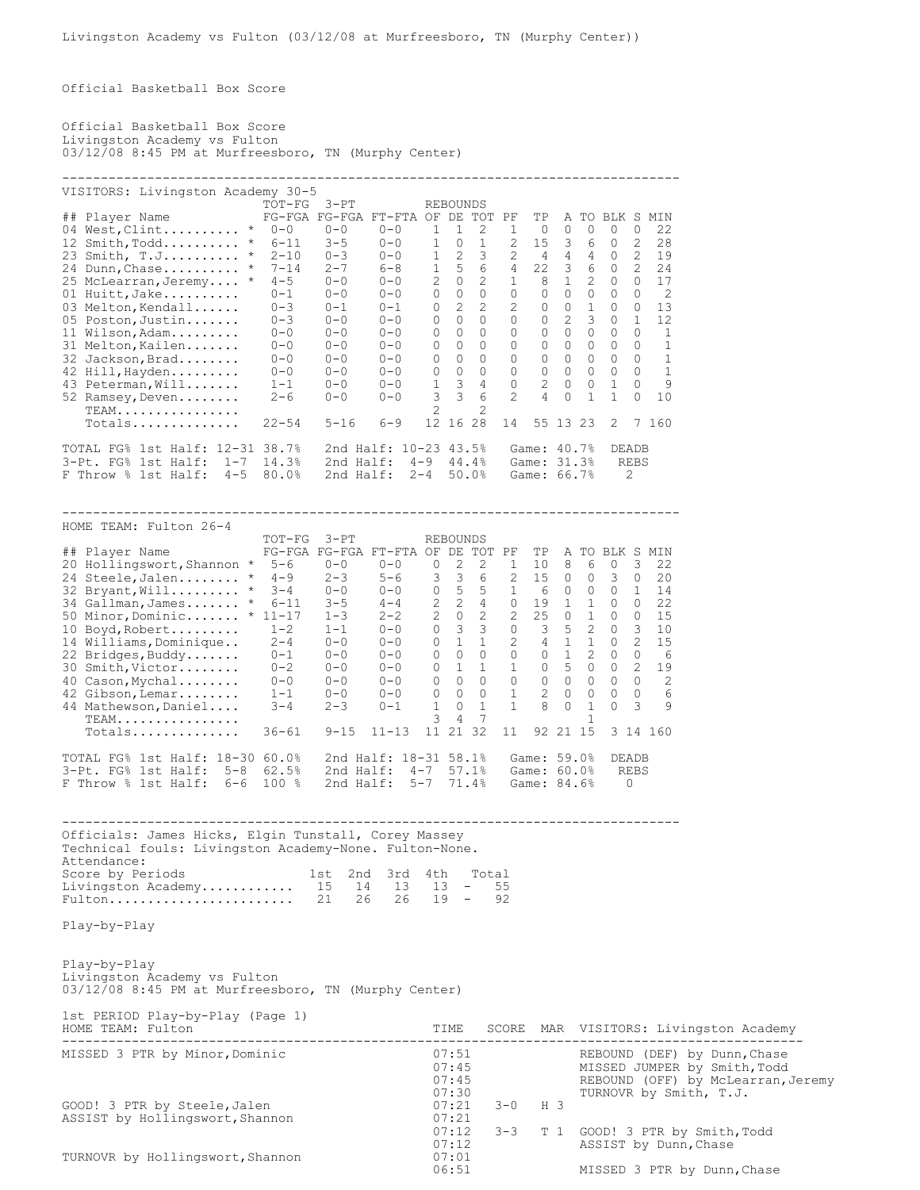Livingston Academy vs Fulton (03/12/08 at Murfreesboro, TN (Murphy Center))

# Official Basketball Box Score

## Official Basketball Box Score

Livingston Academy vs Fulton
03/12/08 8:45 PM at Murfreesboro, TN (Murphy Center)

### VISITORS: Livingston Academy 30-5

| ## | Player Name | | TOT-FG FG-FGA | 3-PT FG-FGA | FT-FTA | REB OF | REB DE | REB TOT | PF | TP | A | TO | BLK | S | MIN |
|---|---|---|---|---|---|---|---|---|---|---|---|---|---|---|---|
| 04 | West,Clint | * | 0-0 | 0-0 | 0-0 | 1 | 1 | 2 | 1 | 0 | 0 | 0 | 0 | 0 | 22 |
| 12 | Smith,Todd | * | 6-11 | 3-5 | 0-0 | 1 | 0 | 1 | 2 | 15 | 3 | 6 | 0 | 2 | 28 |
| 23 | Smith, T.J. | * | 2-10 | 0-3 | 0-0 | 1 | 2 | 3 | 2 | 4 | 4 | 4 | 0 | 2 | 19 |
| 24 | Dunn,Chase | * | 7-14 | 2-7 | 6-8 | 1 | 5 | 6 | 4 | 22 | 3 | 6 | 0 | 2 | 24 |
| 25 | McLearran,Jeremy | * | 4-5 | 0-0 | 0-0 | 2 | 0 | 2 | 1 | 8 | 1 | 2 | 0 | 0 | 17 |
| 01 | Huitt,Jake | | 0-1 | 0-0 | 0-0 | 0 | 0 | 0 | 0 | 0 | 0 | 0 | 0 | 0 | 2 |
| 03 | Melton,Kendall | | 0-3 | 0-1 | 0-1 | 0 | 2 | 2 | 2 | 0 | 0 | 1 | 0 | 0 | 13 |
| 05 | Poston,Justin | | 0-3 | 0-0 | 0-0 | 0 | 0 | 0 | 0 | 0 | 2 | 3 | 0 | 1 | 12 |
| 11 | Wilson,Adam | | 0-0 | 0-0 | 0-0 | 0 | 0 | 0 | 0 | 0 | 0 | 0 | 0 | 0 | 1 |
| 31 | Melton,Kailen | | 0-0 | 0-0 | 0-0 | 0 | 0 | 0 | 0 | 0 | 0 | 0 | 0 | 0 | 1 |
| 32 | Jackson,Brad | | 0-0 | 0-0 | 0-0 | 0 | 0 | 0 | 0 | 0 | 0 | 0 | 0 | 0 | 1 |
| 42 | Hill,Hayden | | 0-0 | 0-0 | 0-0 | 0 | 0 | 0 | 0 | 0 | 0 | 0 | 0 | 0 | 1 |
| 43 | Peterman,Will | | 1-1 | 0-0 | 0-0 | 1 | 3 | 4 | 0 | 2 | 0 | 0 | 1 | 0 | 9 |
| 52 | Ramsey,Deven | | 2-6 | 0-0 | 0-0 | 3 | 3 | 6 | 2 | 4 | 0 | 1 | 1 | 0 | 10 |
| | TEAM | | | | | 2 | | 2 | | | | | | | |
| | Totals | | 22-54 | 5-16 | 6-9 | 12 | 16 | 28 | 14 | 55 | 13 | 23 | 2 | 7 | 160 |

TOTAL FG% 1st Half: 12-31 38.7%   2nd Half: 10-23 43.5%   Game: 40.7%   DEADB
3-Pt. FG% 1st Half: 1-7 14.3%   2nd Half: 4-9 44.4%   Game: 31.3%   REBS
F Throw % 1st Half: 4-5 80.0%   2nd Half: 2-4 50.0%   Game: 66.7%   2

### HOME TEAM: Fulton 26-4

| ## | Player Name | | TOT-FG FG-FGA | 3-PT FG-FGA | FT-FTA | REB OF | REB DE | REB TOT | PF | TP | A | TO | BLK | S | MIN |
|---|---|---|---|---|---|---|---|---|---|---|---|---|---|---|---|
| 20 | Hollingswort,Shannon | * | 5-6 | 0-0 | 0-0 | 0 | 2 | 2 | 1 | 10 | 8 | 6 | 0 | 3 | 22 |
| 24 | Steele,Jalen | * | 4-9 | 2-3 | 5-6 | 3 | 3 | 6 | 2 | 15 | 0 | 0 | 3 | 0 | 20 |
| 32 | Bryant,Will | * | 3-4 | 0-0 | 0-0 | 0 | 5 | 5 | 1 | 6 | 0 | 0 | 0 | 1 | 14 |
| 34 | Gallman,James | * | 6-11 | 3-5 | 4-4 | 2 | 2 | 4 | 0 | 19 | 1 | 1 | 0 | 0 | 22 |
| 50 | Minor,Dominic | * | 11-17 | 1-3 | 2-2 | 2 | 0 | 2 | 2 | 25 | 0 | 1 | 0 | 0 | 15 |
| 10 | Boyd,Robert | | 1-2 | 1-1 | 0-0 | 0 | 3 | 3 | 0 | 3 | 5 | 2 | 0 | 3 | 10 |
| 14 | Williams,Dominique | | 2-4 | 0-0 | 0-0 | 0 | 1 | 1 | 2 | 4 | 1 | 1 | 0 | 2 | 15 |
| 22 | Bridges,Buddy | | 0-1 | 0-0 | 0-0 | 0 | 0 | 0 | 0 | 0 | 1 | 2 | 0 | 0 | 6 |
| 30 | Smith,Victor | | 0-2 | 0-0 | 0-0 | 0 | 1 | 1 | 1 | 0 | 5 | 0 | 0 | 2 | 19 |
| 40 | Cason,Mychal | | 0-0 | 0-0 | 0-0 | 0 | 0 | 0 | 0 | 0 | 0 | 0 | 0 | 0 | 2 |
| 42 | Gibson,Lemar | | 1-1 | 0-0 | 0-0 | 0 | 0 | 0 | 1 | 2 | 0 | 0 | 0 | 0 | 6 |
| 44 | Mathewson,Daniel | | 3-4 | 2-3 | 0-1 | 1 | 0 | 1 | 1 | 8 | 0 | 1 | 0 | 3 | 9 |
| | TEAM | | | | | 3 | 4 | 7 | | | | 1 | | | |
| | Totals | | 36-61 | 9-15 | 11-13 | 11 | 21 | 32 | 11 | 92 | 21 | 15 | 3 | 14 | 160 |

TOTAL FG% 1st Half: 18-30 60.0%   2nd Half: 18-31 58.1%   Game: 59.0%   DEADB
3-Pt. FG% 1st Half: 5-8 62.5%   2nd Half: 4-7 57.1%   Game: 60.0%   REBS
F Throw % 1st Half: 6-6 100 %   2nd Half: 5-7 71.4%   Game: 84.6%   0

Officials: James Hicks, Elgin Tunstall, Corey Massey
Technical fouls: Livingston Academy-None. Fulton-None.
Attendance:

| Score by Periods | 1st | 2nd | 3rd | 4th | Total |
|---|---|---|---|---|---|
| Livingston Academy | 15 | 14 | 13 | 13 | 55 |
| Fulton | 21 | 26 | 26 | 19 | 92 |

# Play-by-Play

## Play-by-Play

Livingston Academy vs Fulton
03/12/08 8:45 PM at Murfreesboro, TN (Murphy Center)

### 1st PERIOD Play-by-Play (Page 1)

| HOME TEAM: Fulton | TIME | SCORE | MAR | VISITORS: Livingston Academy |
|---|---|---|---|---|
| MISSED 3 PTR by Minor,Dominic | 07:51 | | | REBOUND (DEF) by Dunn,Chase |
| | 07:45 | | | MISSED JUMPER by Smith,Todd |
| | 07:45 | | | REBOUND (OFF) by McLearran,Jeremy |
| | 07:30 | | | TURNOVR by Smith, T.J. |
| GOOD! 3 PTR by Steele,Jalen | 07:21 | 3-0 | H 3 | |
| ASSIST by Hollingswort,Shannon | 07:21 | | | |
| | 07:12 | 3-3 | T 1 | GOOD! 3 PTR by Smith,Todd |
| | 07:12 | | | ASSIST by Dunn,Chase |
| TURNOVR by Hollingswort,Shannon | 07:01 | | | |
| | 06:51 | | | MISSED 3 PTR by Dunn,Chase |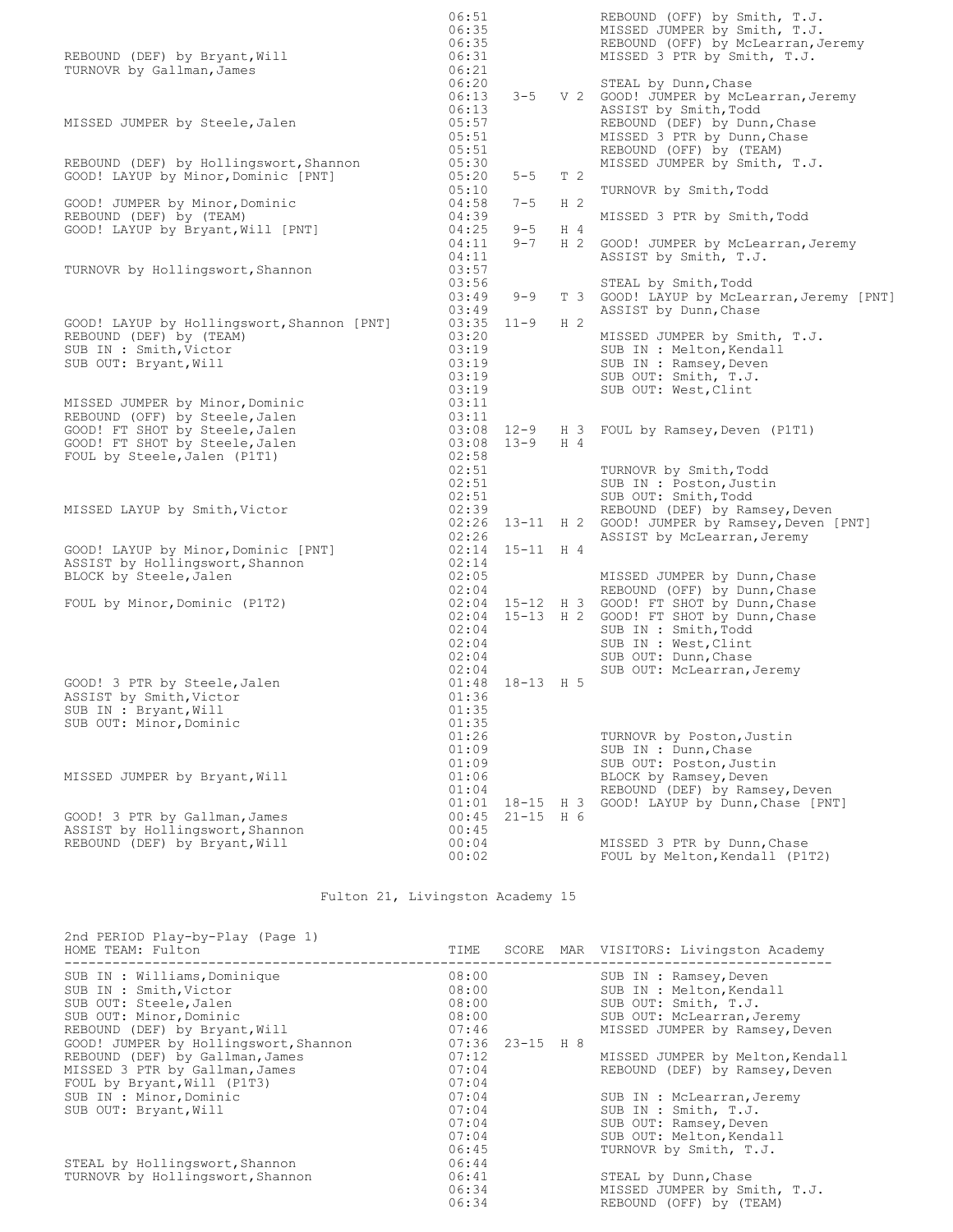| HOME TEAM: Fulton | TIME | SCORE | MAR | VISITORS: Livingston Academy |
|---|---|---|---|---|
| | 06:51 | | | REBOUND (OFF) by Smith, T.J. |
| | 06:35 | | | MISSED JUMPER by Smith, T.J. |
| | 06:35 | | | REBOUND (OFF) by McLearran,Jeremy |
| REBOUND (DEF) by Bryant,Will | 06:31 | | | MISSED 3 PTR by Smith, T.J. |
| TURNOVR by Gallman,James | 06:21 | | | |
| | 06:20 | | | STEAL by Dunn,Chase |
| | 06:13 | 3-5 | V 2 | GOOD! JUMPER by McLearran,Jeremy |
| | 06:13 | | | ASSIST by Smith,Todd |
| MISSED JUMPER by Steele,Jalen | 05:57 | | | REBOUND (DEF) by Dunn,Chase |
| | 05:51 | | | MISSED 3 PTR by Dunn,Chase |
| | 05:51 | | | REBOUND (OFF) by (TEAM) |
| REBOUND (DEF) by Hollingswort,Shannon | 05:30 | | | MISSED JUMPER by Smith, T.J. |
| GOOD! LAYUP by Minor,Dominic [PNT] | 05:20 | 5-5 | T 2 | |
| | 05:10 | | | TURNOVR by Smith,Todd |
| GOOD! JUMPER by Minor,Dominic | 04:58 | 7-5 | H 2 | |
| REBOUND (DEF) by (TEAM) | 04:39 | | | MISSED 3 PTR by Smith,Todd |
| GOOD! LAYUP by Bryant,Will [PNT] | 04:25 | 9-5 | H 4 | |
| | 04:11 | 9-7 | H 2 | GOOD! JUMPER by McLearran,Jeremy |
| | 04:11 | | | ASSIST by Smith, T.J. |
| TURNOVR by Hollingswort,Shannon | 03:57 | | | |
| | 03:56 | | | STEAL by Smith,Todd |
| | 03:49 | 9-9 | T 3 | GOOD! LAYUP by McLearran,Jeremy [PNT] |
| | 03:49 | | | ASSIST by Dunn,Chase |
| GOOD! LAYUP by Hollingswort,Shannon [PNT] | 03:35 | 11-9 | H 2 | |
| REBOUND (DEF) by (TEAM) | 03:20 | | | MISSED JUMPER by Smith, T.J. |
| SUB IN : Smith,Victor | 03:19 | | | SUB IN : Melton,Kendall |
| SUB OUT: Bryant,Will | 03:19 | | | SUB IN : Ramsey,Deven |
| | 03:19 | | | SUB OUT: Smith, T.J. |
| | 03:19 | | | SUB OUT: West,Clint |
| MISSED JUMPER by Minor,Dominic | 03:11 | | | |
| REBOUND (OFF) by Steele,Jalen | 03:11 | | | |
| GOOD! FT SHOT by Steele,Jalen | 03:08 | 12-9 | H 3 | FOUL by Ramsey,Deven (P1T1) |
| GOOD! FT SHOT by Steele,Jalen | 03:08 | 13-9 | H 4 | |
| FOUL by Steele,Jalen (P1T1) | 02:58 | | | |
| | 02:51 | | | TURNOVR by Smith,Todd |
| | 02:51 | | | SUB IN : Poston,Justin |
| | 02:51 | | | SUB OUT: Smith,Todd |
| MISSED LAYUP by Smith,Victor | 02:39 | | | REBOUND (DEF) by Ramsey,Deven |
| | 02:26 | 13-11 | H 2 | GOOD! JUMPER by Ramsey,Deven [PNT] |
| | 02:26 | | | ASSIST by McLearran,Jeremy |
| GOOD! LAYUP by Minor,Dominic [PNT] | 02:14 | 15-11 | H 4 | |
| ASSIST by Hollingswort,Shannon | 02:14 | | | |
| BLOCK by Steele,Jalen | 02:05 | | | MISSED JUMPER by Dunn,Chase |
| | 02:04 | | | REBOUND (OFF) by Dunn,Chase |
| FOUL by Minor,Dominic (P1T2) | 02:04 | 15-12 | H 3 | GOOD! FT SHOT by Dunn,Chase |
| | 02:04 | 15-13 | H 2 | GOOD! FT SHOT by Dunn,Chase |
| | 02:04 | | | SUB IN : Smith,Todd |
| | 02:04 | | | SUB IN : West,Clint |
| | 02:04 | | | SUB OUT: Dunn,Chase |
| | 02:04 | | | SUB OUT: McLearran,Jeremy |
| GOOD! 3 PTR by Steele,Jalen | 01:48 | 18-13 | H 5 | |
| ASSIST by Smith,Victor | 01:36 | | | |
| SUB IN : Bryant,Will | 01:35 | | | |
| SUB OUT: Minor,Dominic | 01:35 | | | |
| | 01:26 | | | TURNOVR by Poston,Justin |
| | 01:09 | | | SUB IN : Dunn,Chase |
| | 01:09 | | | SUB OUT: Poston,Justin |
| MISSED JUMPER by Bryant,Will | 01:06 | | | BLOCK by Ramsey,Deven |
| | 01:04 | | | REBOUND (DEF) by Ramsey,Deven |
| | 01:01 | 18-15 | H 3 | GOOD! LAYUP by Dunn,Chase [PNT] |
| GOOD! 3 PTR by Gallman,James | 00:45 | 21-15 | H 6 | |
| ASSIST by Hollingswort,Shannon | 00:45 | | | |
| REBOUND (DEF) by Bryant,Will | 00:04 | | | MISSED 3 PTR by Dunn,Chase |
| | 00:02 | | | FOUL by Melton,Kendall (P1T2) |

Fulton 21, Livingston Academy 15

2nd PERIOD Play-by-Play (Page 1)

| HOME TEAM: Fulton | TIME | SCORE | MAR | VISITORS: Livingston Academy |
|---|---|---|---|---|
| SUB IN : Williams,Dominique | 08:00 | | | SUB IN : Ramsey,Deven |
| SUB IN : Smith,Victor | 08:00 | | | SUB IN : Melton,Kendall |
| SUB OUT: Steele,Jalen | 08:00 | | | SUB OUT: Smith, T.J. |
| SUB OUT: Minor,Dominic | 08:00 | | | SUB OUT: McLearran,Jeremy |
| REBOUND (DEF) by Bryant,Will | 07:46 | | | MISSED JUMPER by Ramsey,Deven |
| GOOD! JUMPER by Hollingswort,Shannon | 07:36 | 23-15 | H 8 | |
| REBOUND (DEF) by Gallman,James | 07:12 | | | MISSED JUMPER by Melton,Kendall |
| MISSED 3 PTR by Gallman,James | 07:04 | | | REBOUND (DEF) by Ramsey,Deven |
| FOUL by Bryant,Will (P1T3) | 07:04 | | | |
| SUB IN : Minor,Dominic | 07:04 | | | SUB IN : McLearran,Jeremy |
| SUB OUT: Bryant,Will | 07:04 | | | SUB IN : Smith, T.J. |
| | 07:04 | | | SUB OUT: Ramsey,Deven |
| | 07:04 | | | SUB OUT: Melton,Kendall |
| | 06:45 | | | TURNOVR by Smith, T.J. |
| STEAL by Hollingswort,Shannon | 06:44 | | | |
| TURNOVR by Hollingswort,Shannon | 06:41 | | | STEAL by Dunn,Chase |
| | 06:34 | | | MISSED JUMPER by Smith, T.J. |
| | 06:34 | | | REBOUND (OFF) by (TEAM) |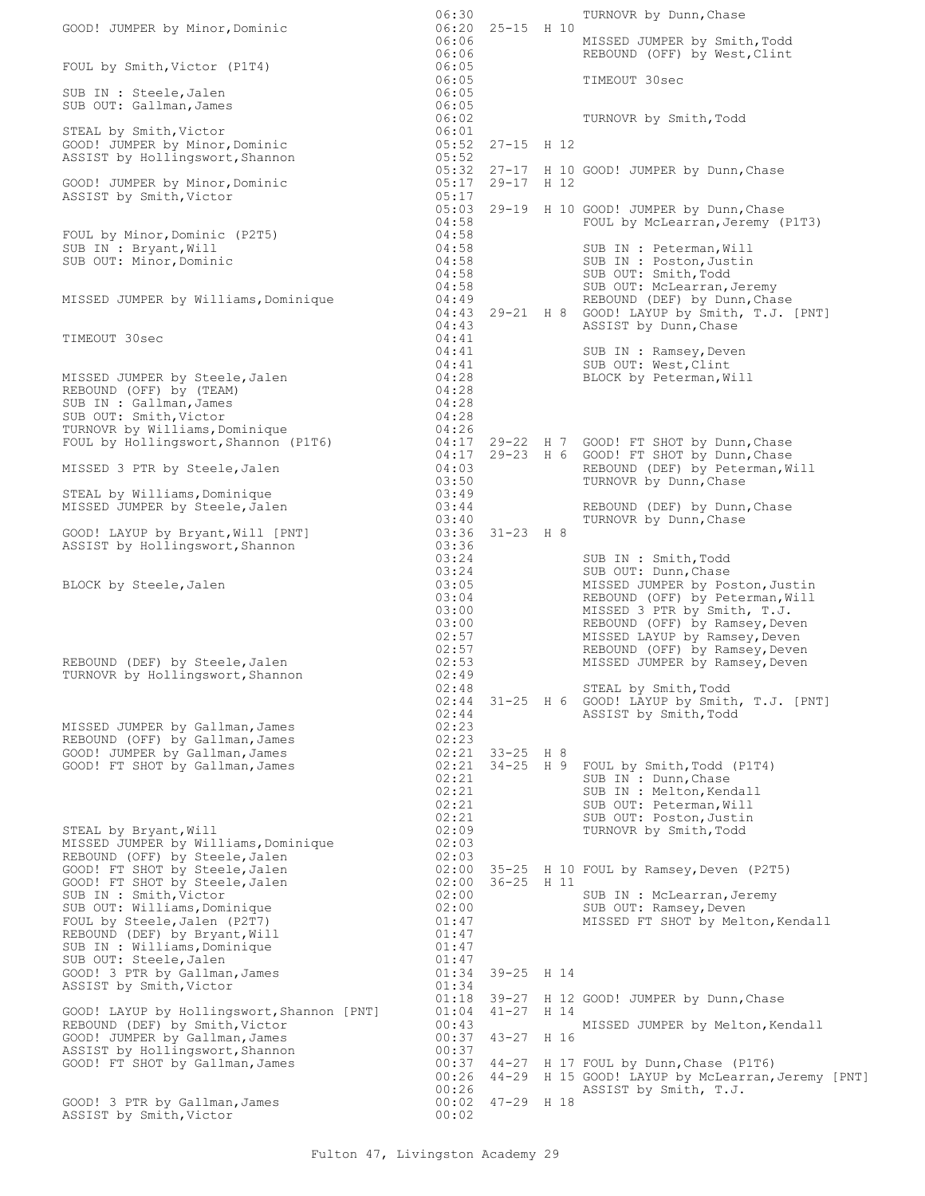| | | | | |
|---|---|---|---|---|
| | 06:30 | | | TURNOVR by Dunn,Chase |
| GOOD! JUMPER by Minor,Dominic | 06:20 | 25-15 | H 10 | |
| | 06:06 | | | MISSED JUMPER by Smith,Todd |
| | 06:06 | | | REBOUND (OFF) by West,Clint |
| FOUL by Smith,Victor (P1T4) | 06:05 | | | |
| | 06:05 | | | TIMEOUT 30sec |
| SUB IN : Steele,Jalen | 06:05 | | | |
| SUB OUT: Gallman,James | 06:05 | | | |
| | 06:02 | | | TURNOVR by Smith,Todd |
| STEAL by Smith,Victor | 06:01 | | | |
| GOOD! JUMPER by Minor,Dominic | 05:52 | 27-15 | H 12 | |
| ASSIST by Hollingsworth,Shannon | 05:52 | | | |
| | 05:32 | 27-17 | H 10 | GOOD! JUMPER by Dunn,Chase |
| GOOD! JUMPER by Minor,Dominic | 05:17 | 29-17 | H 12 | |
| ASSIST by Smith,Victor | 05:17 | | | |
| | 05:03 | 29-19 | H 10 | GOOD! JUMPER by Dunn,Chase |
| | 04:58 | | | FOUL by McLearran,Jeremy (P1T3) |
| FOUL by Minor,Dominic (P2T5) | 04:58 | | | |
| SUB IN : Bryant,Will | 04:58 | | | SUB IN : Peterman,Will |
| SUB OUT: Minor,Dominic | 04:58 | | | SUB IN : Poston,Justin |
| | 04:58 | | | SUB OUT: Smith,Todd |
| | 04:58 | | | SUB OUT: McLearran,Jeremy |
| MISSED JUMPER by Williams,Dominique | 04:49 | | | REBOUND (DEF) by Dunn,Chase |
| | 04:43 | 29-21 | H 8 | GOOD! LAYUP by Smith, T.J. [PNT] |
| | 04:43 | | | ASSIST by Dunn,Chase |
| TIMEOUT 30sec | 04:41 | | | |
| | 04:41 | | | SUB IN : Ramsey,Deven |
| | 04:41 | | | SUB OUT: West,Clint |
| MISSED JUMPER by Steele,Jalen | 04:28 | | | BLOCK by Peterman,Will |
| REBOUND (OFF) by (TEAM) | 04:28 | | | |
| SUB IN : Gallman,James | 04:28 | | | |
| SUB OUT: Smith,Victor | 04:28 | | | |
| TURNOVR by Williams,Dominique | 04:26 | | | |
| FOUL by Hollingsworth,Shannon (P1T6) | 04:17 | 29-22 | H 7 | GOOD! FT SHOT by Dunn,Chase |
| | 04:17 | 29-23 | H 6 | GOOD! FT SHOT by Dunn,Chase |
| MISSED 3 PTR by Steele,Jalen | 04:03 | | | REBOUND (DEF) by Peterman,Will |
| | 03:50 | | | TURNOVR by Dunn,Chase |
| STEAL by Williams,Dominique | 03:49 | | | |
| MISSED JUMPER by Steele,Jalen | 03:44 | | | REBOUND (DEF) by Dunn,Chase |
| | 03:40 | | | TURNOVR by Dunn,Chase |
| GOOD! LAYUP by Bryant,Will [PNT] | 03:36 | 31-23 | H 8 | |
| ASSIST by Hollingsworth,Shannon | 03:36 | | | |
| | 03:24 | | | SUB IN : Smith,Todd |
| | 03:24 | | | SUB OUT: Dunn,Chase |
| BLOCK by Steele,Jalen | 03:05 | | | MISSED JUMPER by Poston,Justin |
| | 03:04 | | | REBOUND (OFF) by Peterman,Will |
| | 03:00 | | | MISSED 3 PTR by Smith, T.J. |
| | 03:00 | | | REBOUND (OFF) by Ramsey,Deven |
| | 02:57 | | | MISSED LAYUP by Ramsey,Deven |
| | 02:57 | | | REBOUND (OFF) by Ramsey,Deven |
| REBOUND (DEF) by Steele,Jalen | 02:53 | | | MISSED JUMPER by Ramsey,Deven |
| TURNOVR by Hollingsworth,Shannon | 02:49 | | | |
| | 02:48 | | | STEAL by Smith,Todd |
| | 02:44 | 31-25 | H 6 | GOOD! LAYUP by Smith, T.J. [PNT] |
| | 02:44 | | | ASSIST by Smith,Todd |
| MISSED JUMPER by Gallman,James | 02:23 | | | |
| REBOUND (OFF) by Gallman,James | 02:23 | | | |
| GOOD! JUMPER by Gallman,James | 02:21 | 33-25 | H 8 | |
| GOOD! FT SHOT by Gallman,James | 02:21 | 34-25 | H 9 | FOUL by Smith,Todd (P1T4) |
| | 02:21 | | | SUB IN : Dunn,Chase |
| | 02:21 | | | SUB IN : Melton,Kendall |
| | 02:21 | | | SUB OUT: Peterman,Will |
| | 02:21 | | | SUB OUT: Poston,Justin |
| STEAL by Bryant,Will | 02:09 | | | TURNOVR by Smith,Todd |
| MISSED JUMPER by Williams,Dominique | 02:03 | | | |
| REBOUND (OFF) by Steele,Jalen | 02:03 | | | |
| GOOD! FT SHOT by Steele,Jalen | 02:00 | 35-25 | H 10 | FOUL by Ramsey,Deven (P2T5) |
| GOOD! FT SHOT by Steele,Jalen | 02:00 | 36-25 | H 11 | |
| SUB IN : Smith,Victor | 02:00 | | | SUB IN : McLearran,Jeremy |
| SUB OUT: Williams,Dominique | 02:00 | | | SUB OUT: Ramsey,Deven |
| FOUL by Steele,Jalen (P2T7) | 01:47 | | | MISSED FT SHOT by Melton,Kendall |
| REBOUND (DEF) by Bryant,Will | 01:47 | | | |
| SUB IN : Williams,Dominique | 01:47 | | | |
| SUB OUT: Steele,Jalen | 01:47 | | | |
| GOOD! 3 PTR by Gallman,James | 01:34 | 39-25 | H 14 | |
| ASSIST by Smith,Victor | 01:34 | | | |
| | 01:18 | 39-27 | H 12 | GOOD! JUMPER by Dunn,Chase |
| GOOD! LAYUP by Hollingsworth,Shannon [PNT] | 01:04 | 41-27 | H 14 | |
| REBOUND (DEF) by Smith,Victor | 00:43 | | | MISSED JUMPER by Melton,Kendall |
| GOOD! JUMPER by Gallman,James | 00:37 | 43-27 | H 16 | |
| ASSIST by Hollingsworth,Shannon | 00:37 | | | |
| GOOD! FT SHOT by Gallman,James | 00:37 | 44-27 | H 17 | FOUL by Dunn,Chase (P1T6) |
| | 00:26 | 44-29 | H 15 | GOOD! LAYUP by McLearran,Jeremy [PNT] |
| | 00:26 | | | ASSIST by Smith, T.J. |
| GOOD! 3 PTR by Gallman,James | 00:02 | 47-29 | H 18 | |
| ASSIST by Smith,Victor | 00:02 | | | |

Fulton 47, Livingston Academy 29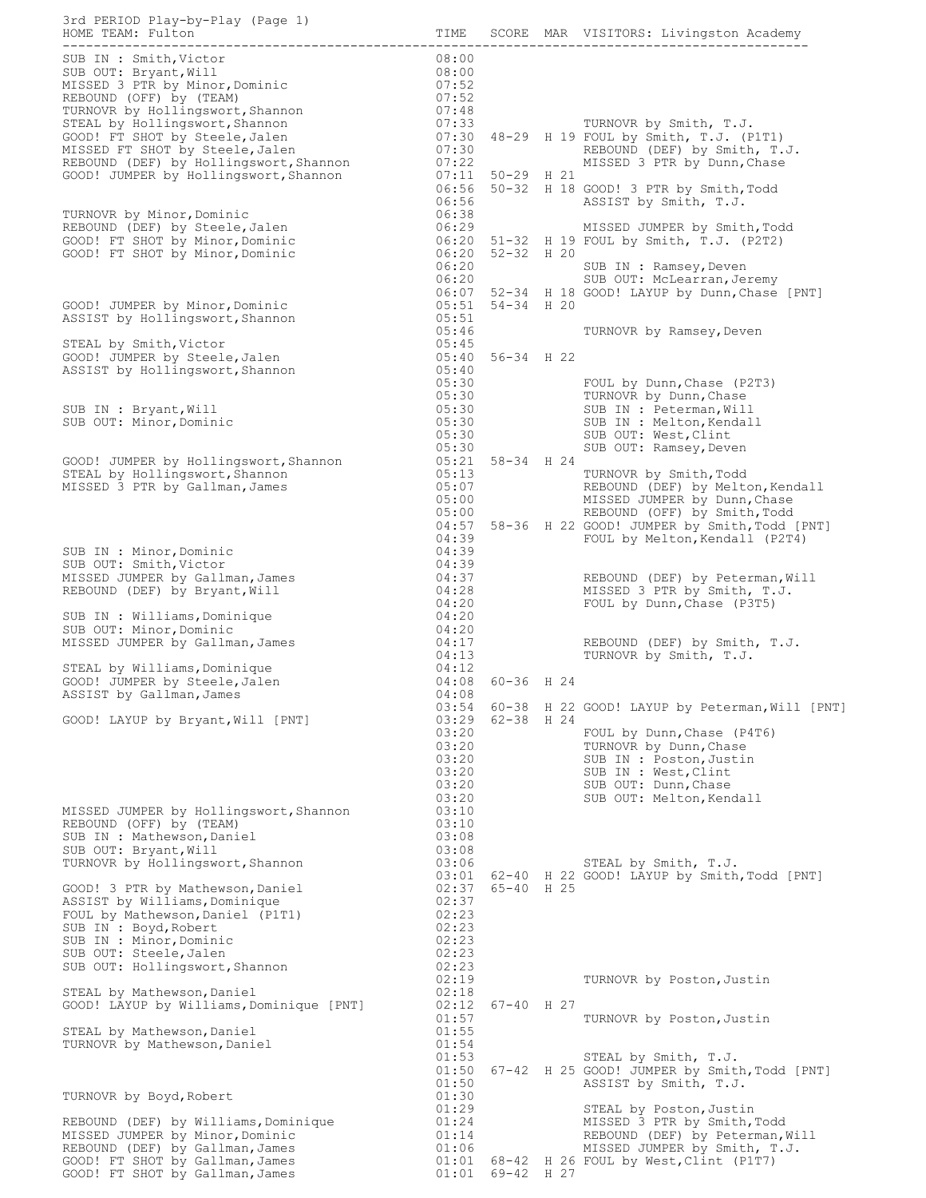3rd PERIOD Play-by-Play (Page 1)

| HOME TEAM: Fulton | TIME | SCORE | MAR | VISITORS: Livingston Academy |
|---|---|---|---|---|
| SUB IN : Smith,Victor | 08:00 | | | |
| SUB OUT: Bryant,Will | 08:00 | | | |
| MISSED 3 PTR by Minor,Dominic | 07:52 | | | |
| REBOUND (OFF) by (TEAM) | 07:52 | | | |
| TURNOVR by Hollingswort,Shannon | 07:48 | | | |
| STEAL by Hollingswort,Shannon | 07:33 | | | TURNOVR by Smith, T.J. |
| GOOD! FT SHOT by Steele,Jalen | 07:30 | 48-29 | H 19 | FOUL by Smith, T.J. (P1T1) |
| MISSED FT SHOT by Steele,Jalen | 07:30 | | | REBOUND (DEF) by Smith, T.J. |
| REBOUND (DEF) by Hollingswort,Shannon | 07:22 | | | MISSED 3 PTR by Dunn,Chase |
| GOOD! JUMPER by Hollingswort,Shannon | 07:11 | 50-29 | H 21 | |
| | 06:56 | 50-32 | H 18 | GOOD! 3 PTR by Smith,Todd |
| | 06:56 | | | ASSIST by Smith, T.J. |
| TURNOVR by Minor,Dominic | 06:38 | | | |
| REBOUND (DEF) by Steele,Jalen | 06:29 | | | MISSED JUMPER by Smith,Todd |
| GOOD! FT SHOT by Minor,Dominic | 06:20 | 51-32 | H 19 | FOUL by Smith, T.J. (P2T2) |
| GOOD! FT SHOT by Minor,Dominic | 06:20 | 52-32 | H 20 | |
| | 06:20 | | | SUB IN : Ramsey,Deven |
| | 06:20 | | | SUB OUT: McLearran,Jeremy |
| | 06:07 | 52-34 | H 18 | GOOD! LAYUP by Dunn,Chase [PNT] |
| GOOD! JUMPER by Minor,Dominic | 05:51 | 54-34 | H 20 | |
| ASSIST by Hollingswort,Shannon | 05:51 | | | |
| | 05:46 | | | TURNOVR by Ramsey,Deven |
| STEAL by Smith,Victor | 05:45 | | | |
| GOOD! JUMPER by Steele,Jalen | 05:40 | 56-34 | H 22 | |
| ASSIST by Hollingswort,Shannon | 05:40 | | | |
| | 05:30 | | | FOUL by Dunn,Chase (P2T3) |
| | 05:30 | | | TURNOVR by Dunn,Chase |
| SUB IN : Bryant,Will | 05:30 | | | SUB IN : Peterman,Will |
| SUB OUT: Minor,Dominic | 05:30 | | | SUB IN : Melton,Kendall |
| | 05:30 | | | SUB OUT: West,Clint |
| | 05:30 | | | SUB OUT: Ramsey,Deven |
| GOOD! JUMPER by Hollingswort,Shannon | 05:21 | 58-34 | H 24 | |
| STEAL by Hollingswort,Shannon | 05:13 | | | TURNOVR by Smith,Todd |
| MISSED 3 PTR by Gallman,James | 05:07 | | | REBOUND (DEF) by Melton,Kendall |
| | 05:00 | | | MISSED JUMPER by Dunn,Chase |
| | 05:00 | | | REBOUND (OFF) by Smith,Todd |
| | 04:57 | 58-36 | H 22 | GOOD! JUMPER by Smith,Todd [PNT] |
| | 04:39 | | | FOUL by Melton,Kendall (P2T4) |
| SUB IN : Minor,Dominic | 04:39 | | | |
| SUB OUT: Smith,Victor | 04:39 | | | |
| MISSED JUMPER by Gallman,James | 04:37 | | | REBOUND (DEF) by Peterman,Will |
| REBOUND (DEF) by Bryant,Will | 04:28 | | | MISSED 3 PTR by Smith, T.J. |
| | 04:20 | | | FOUL by Dunn,Chase (P3T5) |
| SUB IN : Williams,Dominique | 04:20 | | | |
| SUB OUT: Minor,Dominic | 04:20 | | | |
| MISSED JUMPER by Gallman,James | 04:17 | | | REBOUND (DEF) by Smith, T.J. |
| | 04:13 | | | TURNOVR by Smith, T.J. |
| STEAL by Williams,Dominique | 04:12 | | | |
| GOOD! JUMPER by Steele,Jalen | 04:08 | 60-36 | H 24 | |
| ASSIST by Gallman,James | 04:08 | | | |
| | 03:54 | 60-38 | H 22 | GOOD! LAYUP by Peterman,Will [PNT] |
| GOOD! LAYUP by Bryant,Will [PNT] | 03:29 | 62-38 | H 24 | |
| | 03:20 | | | FOUL by Dunn,Chase (P4T6) |
| | 03:20 | | | TURNOVR by Dunn,Chase |
| | 03:20 | | | SUB IN : Poston,Justin |
| | 03:20 | | | SUB IN : West,Clint |
| | 03:20 | | | SUB OUT: Dunn,Chase |
| | 03:20 | | | SUB OUT: Melton,Kendall |
| MISSED JUMPER by Hollingswort,Shannon | 03:10 | | | |
| REBOUND (OFF) by (TEAM) | 03:10 | | | |
| SUB IN : Mathewson,Daniel | 03:08 | | | |
| SUB OUT: Bryant,Will | 03:08 | | | |
| TURNOVR by Hollingswort,Shannon | 03:06 | | | STEAL by Smith, T.J. |
| | 03:01 | 62-40 | H 22 | GOOD! LAYUP by Smith,Todd [PNT] |
| GOOD! 3 PTR by Mathewson,Daniel | 02:37 | 65-40 | H 25 | |
| ASSIST by Williams,Dominique | 02:37 | | | |
| FOUL by Mathewson,Daniel (P1T1) | 02:23 | | | |
| SUB IN : Boyd,Robert | 02:23 | | | |
| SUB IN : Minor,Dominic | 02:23 | | | |
| SUB OUT: Steele,Jalen | 02:23 | | | |
| SUB OUT: Hollingswort,Shannon | 02:23 | | | |
| | 02:19 | | | TURNOVR by Poston,Justin |
| STEAL by Mathewson,Daniel | 02:18 | | | |
| GOOD! LAYUP by Williams,Dominique [PNT] | 02:12 | 67-40 | H 27 | |
| | 01:57 | | | TURNOVR by Poston,Justin |
| STEAL by Mathewson,Daniel | 01:55 | | | |
| TURNOVR by Mathewson,Daniel | 01:54 | | | |
| | 01:53 | | | STEAL by Smith, T.J. |
| | 01:50 | 67-42 | H 25 | GOOD! JUMPER by Smith,Todd [PNT] |
| | 01:50 | | | ASSIST by Smith, T.J. |
| TURNOVR by Boyd,Robert | 01:30 | | | |
| | 01:29 | | | STEAL by Poston,Justin |
| REBOUND (DEF) by Williams,Dominique | 01:24 | | | MISSED 3 PTR by Smith,Todd |
| MISSED JUMPER by Minor,Dominic | 01:14 | | | REBOUND (DEF) by Peterman,Will |
| REBOUND (DEF) by Gallman,James | 01:06 | | | MISSED JUMPER by Smith, T.J. |
| GOOD! FT SHOT by Gallman,James | 01:01 | 68-42 | H 26 | FOUL by West,Clint (P1T7) |
| GOOD! FT SHOT by Gallman,James | 01:01 | 69-42 | H 27 | |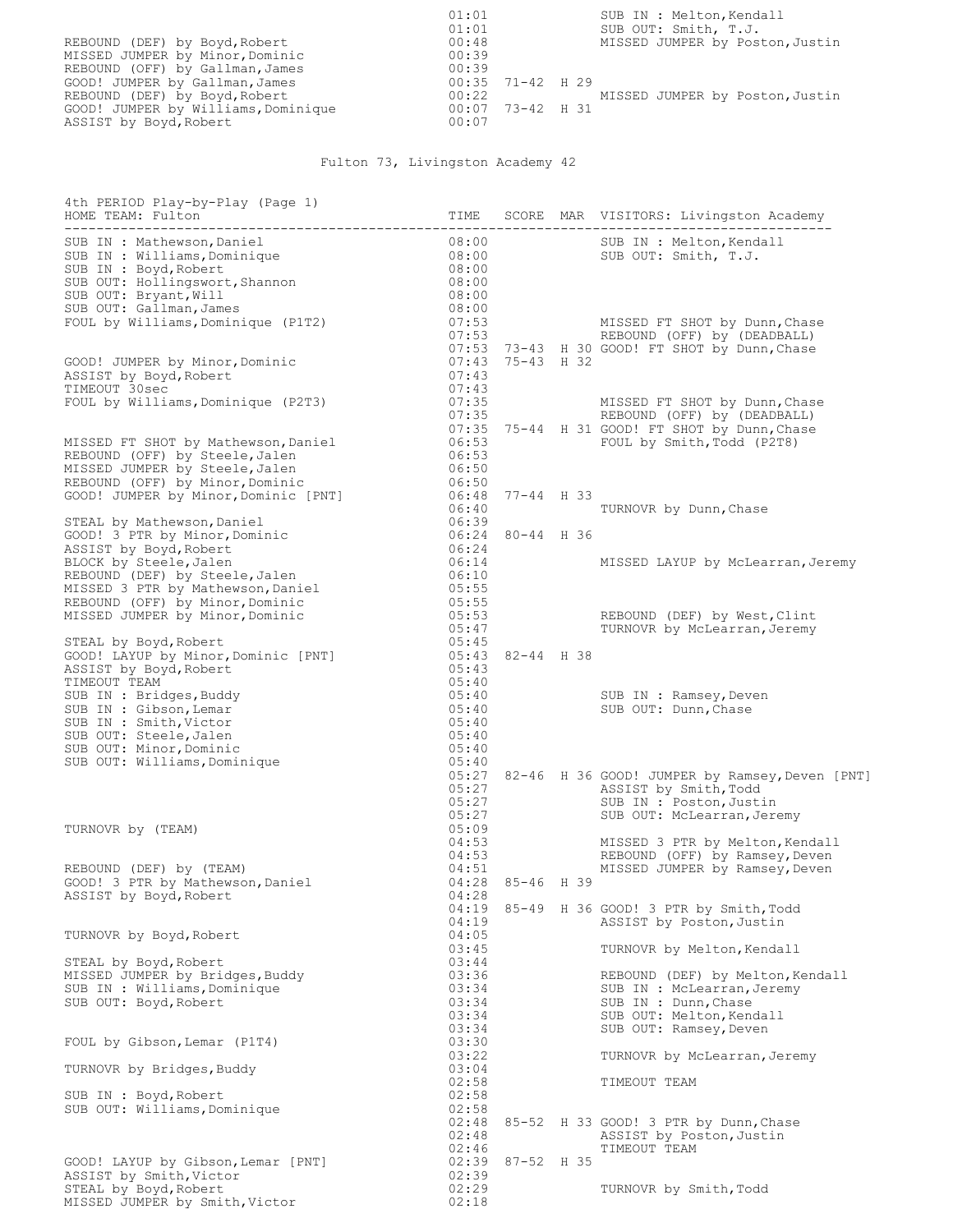| HOME | TIME | SCORE | MAR | VISITORS |
|---|---|---|---|---|
| | 01:01 | | | SUB IN : Melton,Kendall |
| | 01:01 | | | SUB OUT: Smith, T.J. |
| REBOUND (DEF) by Boyd,Robert | 00:48 | | | MISSED JUMPER by Poston,Justin |
| MISSED JUMPER by Minor,Dominic | 00:39 | | | |
| REBOUND (OFF) by Gallman,James | 00:39 | | | |
| GOOD! JUMPER by Gallman,James | 00:35 | 71-42 | H 29 | |
| REBOUND (DEF) by Boyd,Robert | 00:22 | | | MISSED JUMPER by Poston,Justin |
| GOOD! JUMPER by Williams,Dominique | 00:07 | 73-42 | H 31 | |
| ASSIST by Boyd,Robert | 00:07 | | | |

Fulton 73, Livingston Academy 42

4th PERIOD Play-by-Play (Page 1)

| HOME TEAM: Fulton | TIME | SCORE | MAR | VISITORS: Livingston Academy |
|---|---|---|---|---|
| SUB IN : Mathewson,Daniel | 08:00 | | | SUB IN : Melton,Kendall |
| SUB IN : Williams,Dominique | 08:00 | | | SUB OUT: Smith, T.J. |
| SUB IN : Boyd,Robert | 08:00 | | | |
| SUB OUT: Hollingswort,Shannon | 08:00 | | | |
| SUB OUT: Bryant,Will | 08:00 | | | |
| SUB OUT: Gallman,James | 08:00 | | | |
| FOUL by Williams,Dominique (P1T2) | 07:53 | | | MISSED FT SHOT by Dunn,Chase |
| | 07:53 | | | REBOUND (OFF) by (DEADBALL) |
| | 07:53 | 73-43 | H 30 | GOOD! FT SHOT by Dunn,Chase |
| GOOD! JUMPER by Minor,Dominic | 07:43 | 75-43 | H 32 | |
| ASSIST by Boyd,Robert | 07:43 | | | |
| TIMEOUT 30sec | 07:43 | | | |
| FOUL by Williams,Dominique (P2T3) | 07:35 | | | MISSED FT SHOT by Dunn,Chase |
| | 07:35 | | | REBOUND (OFF) by (DEADBALL) |
| | 07:35 | 75-44 | H 31 | GOOD! FT SHOT by Dunn,Chase |
| MISSED FT SHOT by Mathewson,Daniel | 06:53 | | | FOUL by Smith,Todd (P2T8) |
| REBOUND (OFF) by Steele,Jalen | 06:53 | | | |
| MISSED JUMPER by Steele,Jalen | 06:50 | | | |
| REBOUND (OFF) by Minor,Dominic | 06:50 | | | |
| GOOD! JUMPER by Minor,Dominic [PNT] | 06:48 | 77-44 | H 33 | |
| | 06:40 | | | TURNOVR by Dunn,Chase |
| STEAL by Mathewson,Daniel | 06:39 | | | |
| GOOD! 3 PTR by Minor,Dominic | 06:24 | 80-44 | H 36 | |
| ASSIST by Boyd,Robert | 06:24 | | | |
| BLOCK by Steele,Jalen | 06:14 | | | MISSED LAYUP by McLearran,Jeremy |
| REBOUND (DEF) by Steele,Jalen | 06:10 | | | |
| MISSED 3 PTR by Mathewson,Daniel | 05:55 | | | |
| REBOUND (OFF) by Minor,Dominic | 05:55 | | | |
| MISSED JUMPER by Minor,Dominic | 05:53 | | | REBOUND (DEF) by West,Clint |
| | 05:47 | | | TURNOVR by McLearran,Jeremy |
| STEAL by Boyd,Robert | 05:45 | | | |
| GOOD! LAYUP by Minor,Dominic [PNT] | 05:43 | 82-44 | H 38 | |
| ASSIST by Boyd,Robert | 05:43 | | | |
| TIMEOUT TEAM | 05:40 | | | |
| SUB IN : Bridges,Buddy | 05:40 | | | SUB IN : Ramsey,Deven |
| SUB IN : Gibson,Lemar | 05:40 | | | SUB OUT: Dunn,Chase |
| SUB IN : Smith,Victor | 05:40 | | | |
| SUB OUT: Steele,Jalen | 05:40 | | | |
| SUB OUT: Minor,Dominic | 05:40 | | | |
| SUB OUT: Williams,Dominique | 05:40 | | | |
| | 05:27 | 82-46 | H 36 | GOOD! JUMPER by Ramsey,Deven [PNT] |
| | 05:27 | | | ASSIST by Smith,Todd |
| | 05:27 | | | SUB IN : Poston,Justin |
| | 05:27 | | | SUB OUT: McLearran,Jeremy |
| TURNOVR by (TEAM) | 05:09 | | | |
| | 04:53 | | | MISSED 3 PTR by Melton,Kendall |
| | 04:53 | | | REBOUND (OFF) by Ramsey,Deven |
| REBOUND (DEF) by (TEAM) | 04:51 | | | MISSED JUMPER by Ramsey,Deven |
| GOOD! 3 PTR by Mathewson,Daniel | 04:28 | 85-46 | H 39 | |
| ASSIST by Boyd,Robert | 04:28 | | | |
| | 04:19 | 85-49 | H 36 | GOOD! 3 PTR by Smith,Todd |
| | 04:19 | | | ASSIST by Poston,Justin |
| TURNOVR by Boyd,Robert | 04:05 | | | |
| | 03:45 | | | TURNOVR by Melton,Kendall |
| STEAL by Boyd,Robert | 03:44 | | | |
| MISSED JUMPER by Bridges,Buddy | 03:36 | | | REBOUND (DEF) by Melton,Kendall |
| SUB IN : Williams,Dominique | 03:34 | | | SUB IN : McLearran,Jeremy |
| SUB OUT: Boyd,Robert | 03:34 | | | SUB IN : Dunn,Chase |
| | 03:34 | | | SUB OUT: Melton,Kendall |
| | 03:34 | | | SUB OUT: Ramsey,Deven |
| FOUL by Gibson,Lemar (P1T4) | 03:30 | | | |
| | 03:22 | | | TURNOVR by McLearran,Jeremy |
| TURNOVR by Bridges,Buddy | 03:04 | | | |
| | 02:58 | | | TIMEOUT TEAM |
| SUB IN : Boyd,Robert | 02:58 | | | |
| SUB OUT: Williams,Dominique | 02:58 | | | |
| | 02:48 | 85-52 | H 33 | GOOD! 3 PTR by Dunn,Chase |
| | 02:48 | | | ASSIST by Poston,Justin |
| | 02:46 | | | TIMEOUT TEAM |
| GOOD! LAYUP by Gibson,Lemar [PNT] | 02:39 | 87-52 | H 35 | |
| ASSIST by Smith,Victor | 02:39 | | | |
| STEAL by Boyd,Robert | 02:29 | | | TURNOVR by Smith,Todd |
| MISSED JUMPER by Smith,Victor | 02:18 | | | |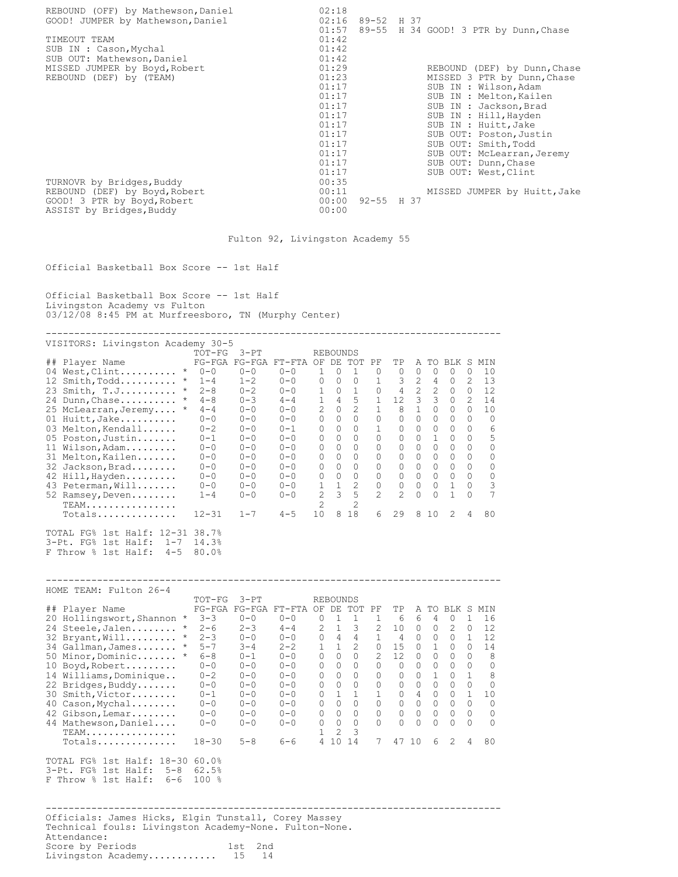| Home | Time | Score | Visitors |
|---|---|---|---|
| REBOUND (OFF) by Mathewson,Daniel | 02:18 | | |
| GOOD! JUMPER by Mathewson,Daniel | 02:16 | 89-52 H 37 | |
| | 01:57 | 89-55 H 34 | GOOD! 3 PTR by Dunn,Chase |
| TIMEOUT TEAM | 01:42 | | |
| SUB IN : Cason,Mychal | 01:42 | | |
| SUB OUT: Mathewson,Daniel | 01:42 | | |
| MISSED JUMPER by Boyd,Robert | 01:29 | | REBOUND (DEF) by Dunn,Chase |
| REBOUND (DEF) by (TEAM) | 01:23 | | MISSED 3 PTR by Dunn,Chase |
| | 01:17 | | SUB IN : Wilson,Adam |
| | 01:17 | | SUB IN : Melton,Kailen |
| | 01:17 | | SUB IN : Jackson,Brad |
| | 01:17 | | SUB IN : Hill,Hayden |
| | 01:17 | | SUB IN : Huitt,Jake |
| | 01:17 | | SUB OUT: Poston,Justin |
| | 01:17 | | SUB OUT: Smith,Todd |
| | 01:17 | | SUB OUT: McLearran,Jeremy |
| | 01:17 | | SUB OUT: Dunn,Chase |
| | 01:17 | | SUB OUT: West,Clint |
| TURNOVR by Bridges,Buddy | 00:35 | | |
| REBOUND (DEF) by Boyd,Robert | 00:11 | | MISSED JUMPER by Huitt,Jake |
| GOOD! 3 PTR by Boyd,Robert | 00:00 | 92-55 H 37 | |
| ASSIST by Bridges,Buddy | 00:00 | | |

Fulton 92, Livingston Academy 55

Official Basketball Box Score -- 1st Half

Official Basketball Box Score -- 1st Half
Livingston Academy vs Fulton
03/12/08 8:45 PM at Murfreesboro, TN (Murphy Center)

VISITORS: Livingston Academy 30-5

| ## | Player Name | | TOT-FG FG-FGA | 3-PT FG-FGA | FT-FTA | REBOUNDS OF | DE | TOT | PF | TP | A | TO | BLK | S | MIN |
|---|---|---|---|---|---|---|---|---|---|---|---|---|---|---|---|
| 04 | West,Clint | * | 0-0 | 0-0 | 0-0 | 1 | 0 | 1 | 0 | 0 | 0 | 0 | 0 | 0 | 10 |
| 12 | Smith,Todd | * | 1-4 | 1-2 | 0-0 | 0 | 0 | 0 | 1 | 3 | 2 | 4 | 0 | 2 | 13 |
| 23 | Smith, T.J | * | 2-8 | 0-2 | 0-0 | 1 | 0 | 1 | 0 | 4 | 2 | 2 | 0 | 0 | 12 |
| 24 | Dunn,Chase | * | 4-8 | 0-3 | 4-4 | 1 | 4 | 5 | 1 | 12 | 3 | 3 | 0 | 2 | 14 |
| 25 | McLearran,Jeremy | * | 4-4 | 0-0 | 0-0 | 2 | 0 | 2 | 1 | 8 | 1 | 0 | 0 | 0 | 10 |
| 01 | Huitt,Jake | | 0-0 | 0-0 | 0-0 | 0 | 0 | 0 | 0 | 0 | 0 | 0 | 0 | 0 | 0 |
| 03 | Melton,Kendall | | 0-2 | 0-0 | 0-1 | 0 | 0 | 0 | 1 | 0 | 0 | 0 | 0 | 0 | 6 |
| 05 | Poston,Justin | | 0-1 | 0-0 | 0-0 | 0 | 0 | 0 | 0 | 0 | 0 | 1 | 0 | 0 | 5 |
| 11 | Wilson,Adam | | 0-0 | 0-0 | 0-0 | 0 | 0 | 0 | 0 | 0 | 0 | 0 | 0 | 0 | 0 |
| 31 | Melton,Kailen | | 0-0 | 0-0 | 0-0 | 0 | 0 | 0 | 0 | 0 | 0 | 0 | 0 | 0 | 0 |
| 32 | Jackson,Brad | | 0-0 | 0-0 | 0-0 | 0 | 0 | 0 | 0 | 0 | 0 | 0 | 0 | 0 | 0 |
| 42 | Hill,Hayden | | 0-0 | 0-0 | 0-0 | 0 | 0 | 0 | 0 | 0 | 0 | 0 | 0 | 0 | 0 |
| 43 | Peterman,Will | | 0-0 | 0-0 | 0-0 | 1 | 1 | 2 | 0 | 0 | 0 | 0 | 1 | 0 | 3 |
| 52 | Ramsey,Deven | | 1-4 | 0-0 | 0-0 | 2 | 3 | 5 | 2 | 2 | 0 | 0 | 1 | 0 | 7 |
| | TEAM | | | | | 2 | | 2 | | | | | | | |
| | Totals | | 12-31 | 1-7 | 4-5 | 10 | 8 | 18 | 6 | 29 | 8 | 10 | 2 | 4 | 80 |

TOTAL FG% 1st Half: 12-31 38.7%
3-Pt. FG% 1st Half: 1-7 14.3%
F Throw % 1st Half: 4-5 80.0%

HOME TEAM: Fulton 26-4

| ## | Player Name | | TOT-FG FG-FGA | 3-PT FG-FGA | FT-FTA | REBOUNDS OF | DE | TOT | PF | TP | A | TO | BLK | S | MIN |
|---|---|---|---|---|---|---|---|---|---|---|---|---|---|---|---|
| 20 | Hollingswort,Shannon | * | 3-3 | 0-0 | 0-0 | 0 | 1 | 1 | 1 | 6 | 6 | 4 | 0 | 1 | 16 |
| 24 | Steele,Jalen | * | 2-6 | 2-3 | 4-4 | 2 | 1 | 3 | 2 | 10 | 0 | 0 | 2 | 0 | 12 |
| 32 | Bryant,Will | * | 2-3 | 0-0 | 0-0 | 0 | 4 | 4 | 1 | 4 | 0 | 0 | 0 | 1 | 12 |
| 34 | Gallman,James | * | 5-7 | 3-4 | 2-2 | 1 | 1 | 2 | 0 | 15 | 0 | 1 | 0 | 0 | 14 |
| 50 | Minor,Dominic | * | 6-8 | 0-1 | 0-0 | 0 | 0 | 0 | 2 | 12 | 0 | 0 | 0 | 0 | 8 |
| 10 | Boyd,Robert | | 0-0 | 0-0 | 0-0 | 0 | 0 | 0 | 0 | 0 | 0 | 0 | 0 | 0 | 0 |
| 14 | Williams,Dominique | | 0-2 | 0-0 | 0-0 | 0 | 0 | 0 | 0 | 0 | 0 | 1 | 0 | 1 | 8 |
| 22 | Bridges,Buddy | | 0-0 | 0-0 | 0-0 | 0 | 0 | 0 | 0 | 0 | 0 | 0 | 0 | 0 | 0 |
| 30 | Smith,Victor | | 0-1 | 0-0 | 0-0 | 0 | 1 | 1 | 1 | 0 | 4 | 0 | 0 | 1 | 10 |
| 40 | Cason,Mychal | | 0-0 | 0-0 | 0-0 | 0 | 0 | 0 | 0 | 0 | 0 | 0 | 0 | 0 | 0 |
| 42 | Gibson,Lemar | | 0-0 | 0-0 | 0-0 | 0 | 0 | 0 | 0 | 0 | 0 | 0 | 0 | 0 | 0 |
| 44 | Mathewson,Daniel | | 0-0 | 0-0 | 0-0 | 0 | 0 | 0 | 0 | 0 | 0 | 0 | 0 | 0 | 0 |
| | TEAM | | | | | 1 | 2 | 3 | | | | | | | |
| | Totals | | 18-30 | 5-8 | 6-6 | 4 | 10 | 14 | 7 | 47 | 10 | 6 | 2 | 4 | 80 |

TOTAL FG% 1st Half: 18-30 60.0%
3-Pt. FG% 1st Half: 5-8 62.5%
F Throw % 1st Half: 6-6 100 %

Officials: James Hicks, Elgin Tunstall, Corey Massey
Technical fouls: Livingston Academy-None. Fulton-None.
Attendance:

| Score by Periods | 1st | 2nd |
|---|---|---|
| Livingston Academy | 15 | 14 |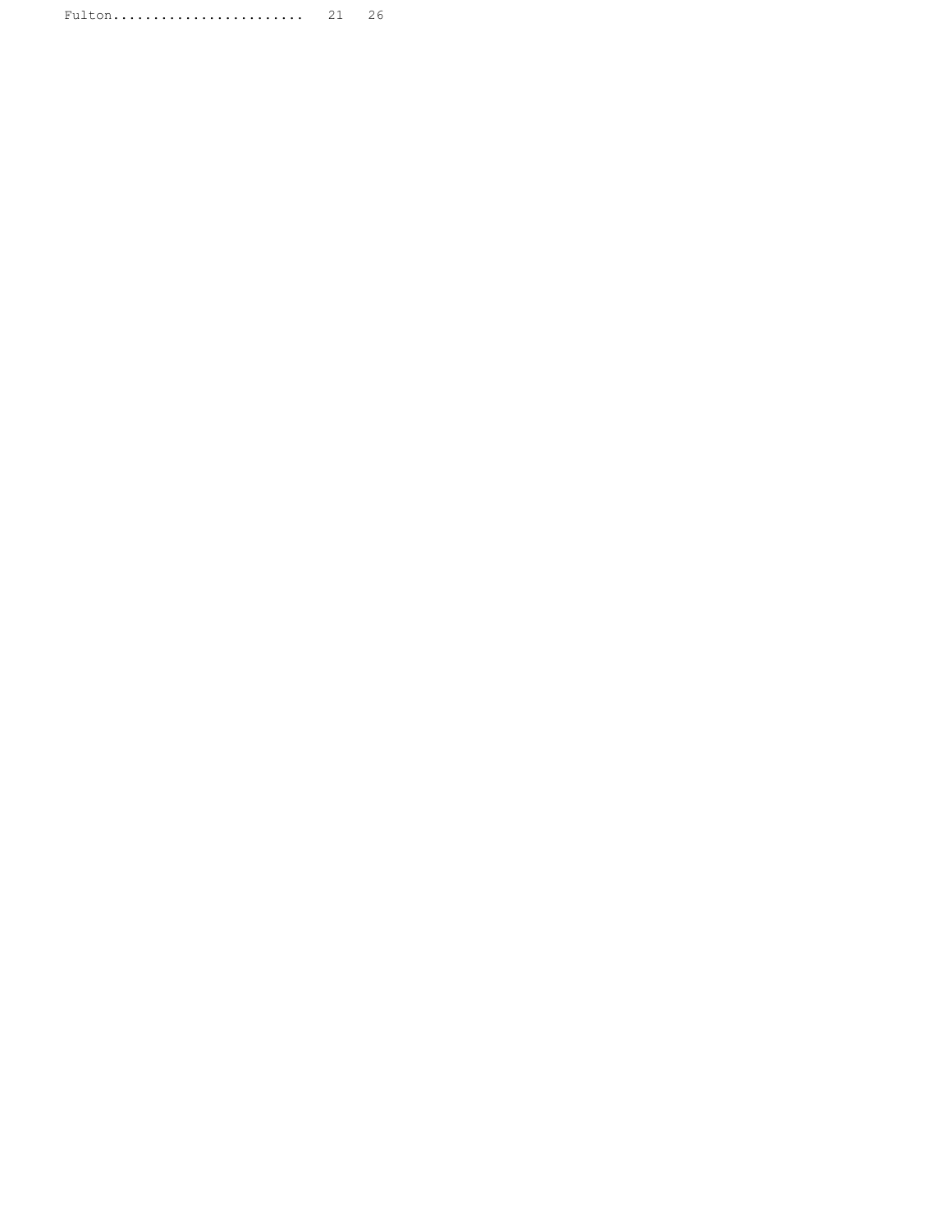| | | |
|---|---|---|
| Fulton........................ | 21 | 26 |